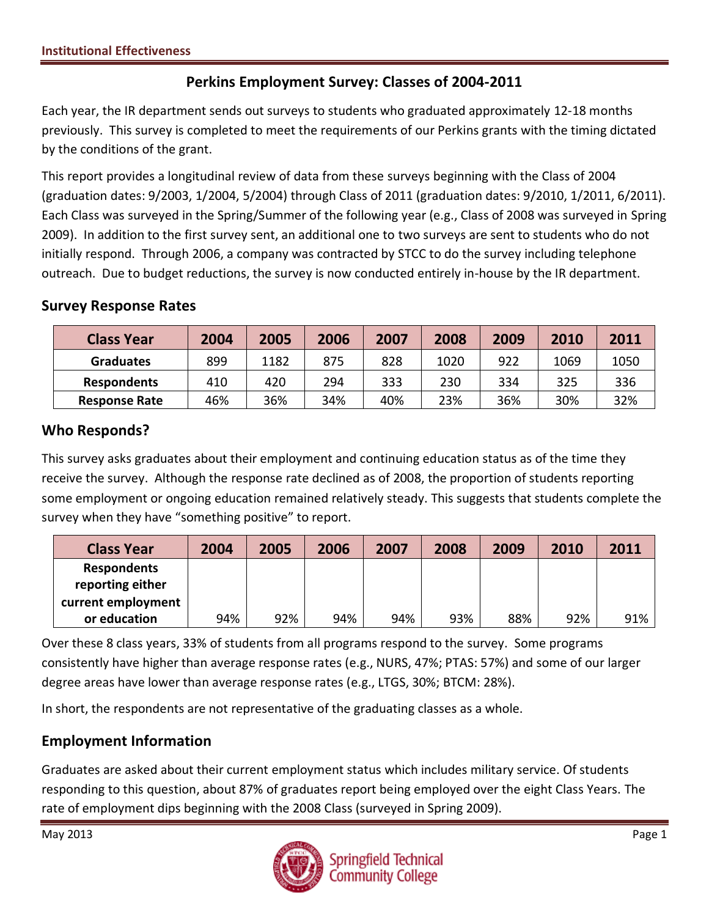# Perkins Employment Survey: Classes of 2004-2011

Each year, the IR department sends out surveys to students who graduated approximately 12-18 months previously. This survey is completed to meet the requirements of our Perkins grants with the timing dictated by the conditions of the grant.

This report provides a longitudinal review of data from these surveys beginning with the Class of 2004 (graduation dates: 9/2003, 1/2004, 5/2004) through Class of 2011 (graduation dates: 9/2010, 1/2011, 6/2011). Each Class was surveyed in the Spring/Summer of the following year (e.g., Class of 2008 was surveyed in Spring 2009). In addition to the first survey sent, an additional one to two surveys are sent to students who do not initially respond. Through 2006, a company was contracted by STCC to do the survey including telephone outreach. Due to budget reductions, the survey is now conducted entirely in-house by the IR department.

## Survey Response Rates

| Class Year | 2004 | 2005 | 2006 | 2007 | 2008 | 2009 | 2010 | 2011 |
|---|---|---|---|---|---|---|---|---|
| **Graduates** | 899 | 1182 | 875 | 828 | 1020 | 922 | 1069 | 1050 |
| **Respondents** | 410 | 420 | 294 | 333 | 230 | 334 | 325 | 336 |
| **Response Rate** | 46% | 36% | 34% | 40% | 23% | 36% | 30% | 32% |

## Who Responds?

This survey asks graduates about their employment and continuing education status as of the time they receive the survey. Although the response rate declined as of 2008, the proportion of students reporting some employment or ongoing education remained relatively steady. This suggests that students complete the survey when they have "something positive" to report.

| Class Year | 2004 | 2005 | 2006 | 2007 | 2008 | 2009 | 2010 | 2011 |
|---|---|---|---|---|---|---|---|---|
| **Respondents reporting either current employment or education** | 94% | 92% | 94% | 94% | 93% | 88% | 92% | 91% |

Over these 8 class years, 33% of students from all programs respond to the survey. Some programs consistently have higher than average response rates (e.g., NURS, 47%; PTAS: 57%) and some of our larger degree areas have lower than average response rates (e.g., LTGS, 30%; BTCM: 28%).

In short, the respondents are not representative of the graduating classes as a whole.

## Employment Information

Graduates are asked about their current employment status which includes military service. Of students responding to this question, about 87% of graduates report being employed over the eight Class Years. The rate of employment dips beginning with the 2008 Class (surveyed in Spring 2009).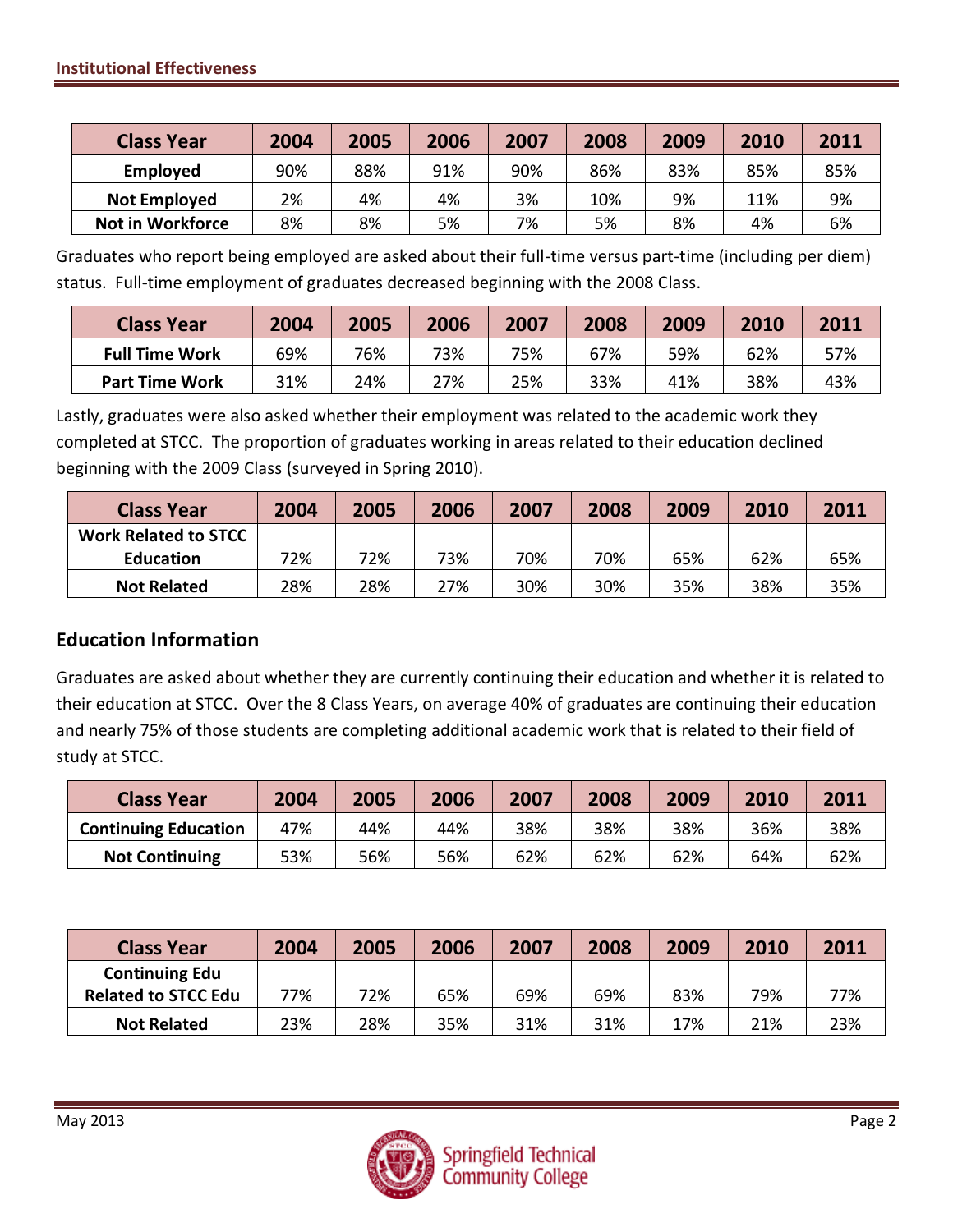| Class Year | 2004 | 2005 | 2006 | 2007 | 2008 | 2009 | 2010 | 2011 |
|---|---|---|---|---|---|---|---|---|
| Employed | 90% | 88% | 91% | 90% | 86% | 83% | 85% | 85% |
| Not Employed | 2% | 4% | 4% | 3% | 10% | 9% | 11% | 9% |
| Not in Workforce | 8% | 8% | 5% | 7% | 5% | 8% | 4% | 6% |

Graduates who report being employed are asked about their full-time versus part-time (including per diem) status. Full-time employment of graduates decreased beginning with the 2008 Class.

| Class Year | 2004 | 2005 | 2006 | 2007 | 2008 | 2009 | 2010 | 2011 |
|---|---|---|---|---|---|---|---|---|
| Full Time Work | 69% | 76% | 73% | 75% | 67% | 59% | 62% | 57% |
| Part Time Work | 31% | 24% | 27% | 25% | 33% | 41% | 38% | 43% |

Lastly, graduates were also asked whether their employment was related to the academic work they completed at STCC. The proportion of graduates working in areas related to their education declined beginning with the 2009 Class (surveyed in Spring 2010).

| Class Year | 2004 | 2005 | 2006 | 2007 | 2008 | 2009 | 2010 | 2011 |
|---|---|---|---|---|---|---|---|---|
| Work Related to STCC Education | 72% | 72% | 73% | 70% | 70% | 65% | 62% | 65% |
| Not Related | 28% | 28% | 27% | 30% | 30% | 35% | 38% | 35% |

## Education Information

Graduates are asked about whether they are currently continuing their education and whether it is related to their education at STCC. Over the 8 Class Years, on average 40% of graduates are continuing their education and nearly 75% of those students are completing additional academic work that is related to their field of study at STCC.

| Class Year | 2004 | 2005 | 2006 | 2007 | 2008 | 2009 | 2010 | 2011 |
|---|---|---|---|---|---|---|---|---|
| Continuing Education | 47% | 44% | 44% | 38% | 38% | 38% | 36% | 38% |
| Not Continuing | 53% | 56% | 56% | 62% | 62% | 62% | 64% | 62% |

| Class Year | 2004 | 2005 | 2006 | 2007 | 2008 | 2009 | 2010 | 2011 |
|---|---|---|---|---|---|---|---|---|
| Continuing Edu Related to STCC Edu | 77% | 72% | 65% | 69% | 69% | 83% | 79% | 77% |
| Not Related | 23% | 28% | 35% | 31% | 31% | 17% | 21% | 23% |